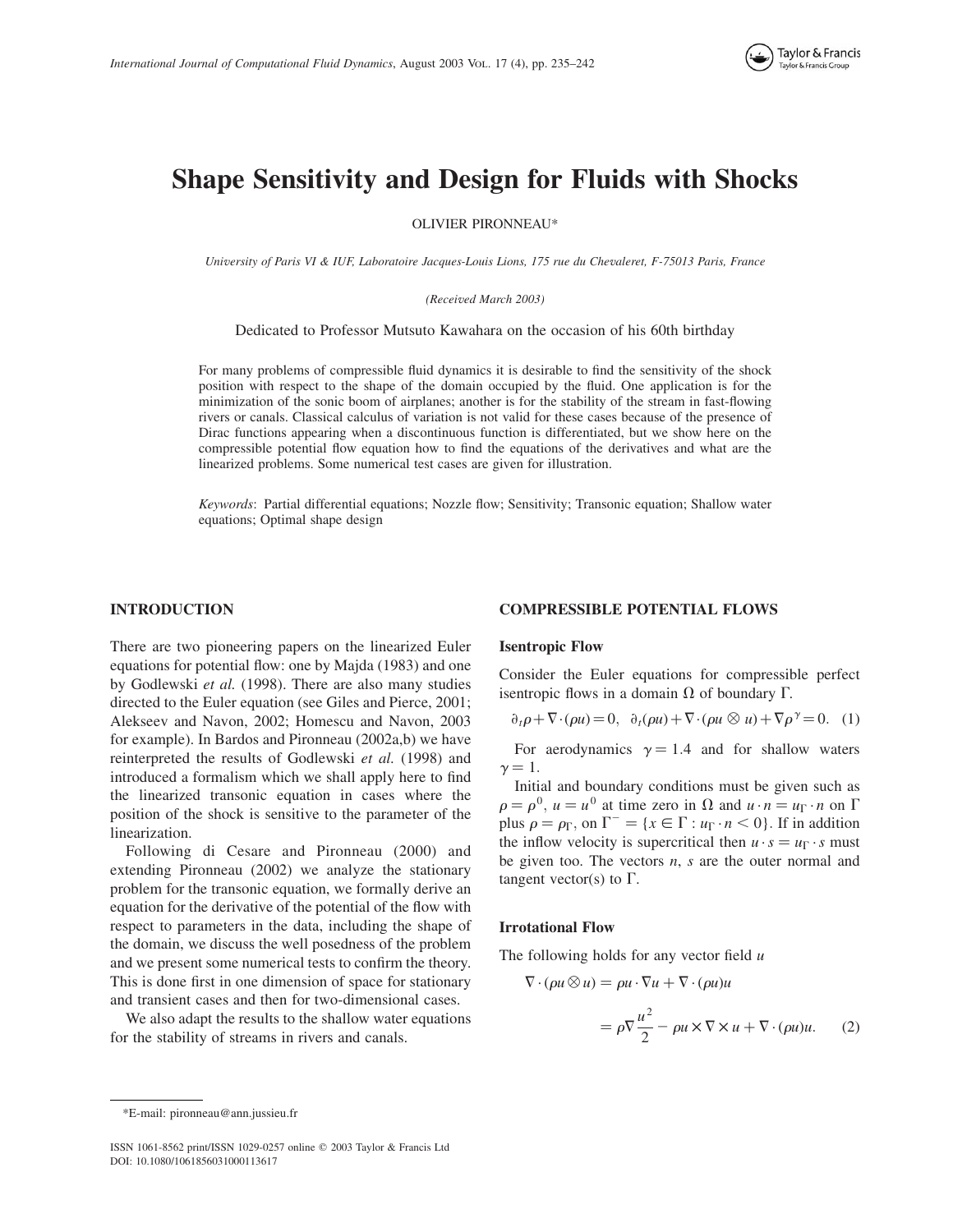# Shape Sensitivity and Design for Fluids with Shocks

OLIVIER PIRONNEAU*

*University of Paris VI & IUF, Laboratoire Jacques-Louis Lions, 175 rue du Chevaleret, F-75013 Paris, France*

*(Received March 2003)*

Dedicated to Professor Mutsuto Kawahara on the occasion of his 60th birthday

For many problems of compressible fluid dynamics it is desirable to find the sensitivity of the shock position with respect to the shape of the domain occupied by the fluid. One application is for the minimization of the sonic boom of airplanes; another is for the stability of the stream in fast-flowing rivers or canals. Classical calculus of variation is not valid for these cases because of the presence of Dirac functions appearing when a discontinuous function is differentiated, but we show here on the compressible potential flow equation how to find the equations of the derivatives and what are the linearized problems. Some numerical test cases are given for illustration.

*Keywords*: Partial differential equations; Nozzle flow; Sensitivity; Transonic equation; Shallow water equations; Optimal shape design

## INTRODUCTION

There are two pioneering papers on the linearized Euler equations for potential flow: one by Majda (1983) and one by Godlewski *et al.* (1998). There are also many studies directed to the Euler equation (see Giles and Pierce, 2001; Alekseev and Navon, 2002; Homescu and Navon, 2003 for example). In Bardos and Pironneau (2002a,b) we have reinterpreted the results of Godlewski *et al.* (1998) and introduced a formalism which we shall apply here to find the linearized transonic equation in cases where the position of the shock is sensitive to the parameter of the linearization.

Following di Cesare and Pironneau (2000) and extending Pironneau (2002) we analyze the stationary problem for the transonic equation, we formally derive an equation for the derivative of the potential of the flow with respect to parameters in the data, including the shape of the domain, we discuss the well posedness of the problem and we present some numerical tests to confirm the theory. This is done first in one dimension of space for stationary and transient cases and then for two-dimensional cases.

We also adapt the results to the shallow water equations for the stability of streams in rivers and canals.

## COMPRESSIBLE POTENTIAL FLOWS

### Isentropic Flow

Consider the Euler equations for compressible perfect isentropic flows in a domain $\Omega$ of boundary $\Gamma$.

$$\partial_t\rho + \nabla\cdot(\rho u) = 0, \quad \partial_t(\rho u) + \nabla\cdot(\rho u \otimes u) + \nabla\rho^{\gamma} = 0. \quad (1)$$

For aerodynamics $\gamma = 1.4$ and for shallow waters $\gamma = 1$.

Initial and boundary conditions must be given such as $\rho = \rho^0$, $u = u^0$ at time zero in $\Omega$ and $u\cdot n = u_\Gamma \cdot n$ on $\Gamma$ plus $\rho = \rho_\Gamma$, on $\Gamma^- = \{x \in \Gamma : u_\Gamma \cdot n < 0\}$. If in addition the inflow velocity is supercritical then $u\cdot s = u_\Gamma \cdot s$ must be given too. The vectors $n$, $s$ are the outer normal and tangent vector(s) to $\Gamma$.

### Irrotational Flow

The following holds for any vector field $u$

$$\nabla\cdot(\rho u \otimes u) = \rho u \cdot \nabla u + \nabla\cdot(\rho u)u$$
$$= \rho\nabla\frac{u^2}{2} - \rho u \times \nabla \times u + \nabla\cdot(\rho u)u. \quad (2)$$

*E-mail: pironneau@ann.jussieu.fr

ISSN 1061-8562 print/ISSN 1029-0257 online © 2003 Taylor & Francis Ltd
DOI: 10.1080/1061856031000113617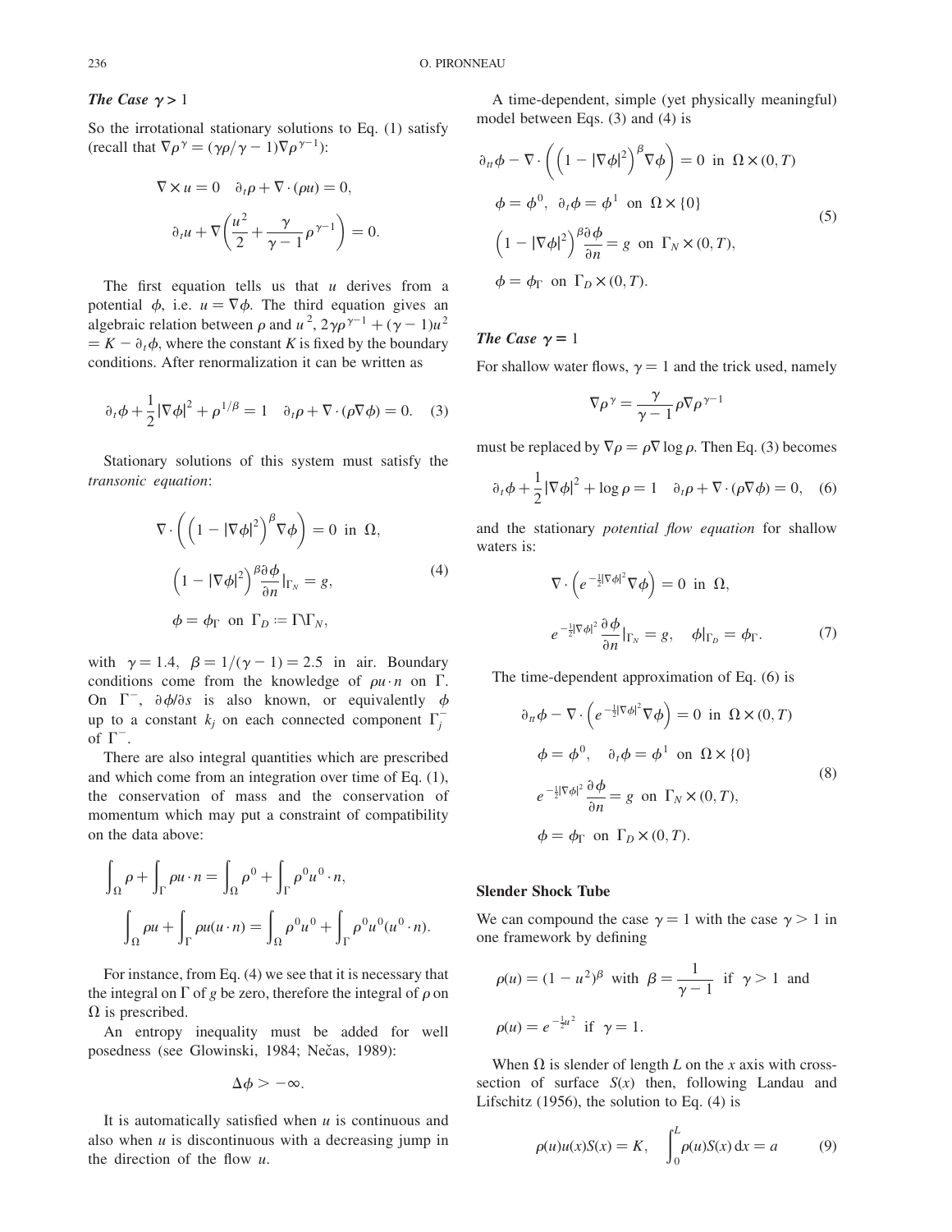### *The Case $\gamma > 1$*

So the irrotational stationary solutions to Eq. (1) satisfy (recall that $\nabla\rho^\gamma = (\gamma\rho/\gamma - 1)\nabla\rho^{\gamma-1}$):

$$\nabla \times u = 0 \quad \partial_t \rho + \nabla\cdot(\rho u) = 0,$$

$$\partial_t u + \nabla\left(\frac{u^2}{2} + \frac{\gamma}{\gamma - 1}\rho^{\gamma-1}\right) = 0.$$

The first equation tells us that $u$ derives from a potential $\phi$, i.e. $u = \nabla\phi$. The third equation gives an algebraic relation between $\rho$ and $u^2$, $2\gamma\rho^{\gamma-1} + (\gamma - 1)u^2 = K - \partial_t\phi$, where the constant $K$ is fixed by the boundary conditions. After renormalization it can be written as

$$\partial_t\phi + \frac{1}{2}|\nabla\phi|^2 + \rho^{1/\beta} = 1 \quad \partial_t\rho + \nabla\cdot(\rho\nabla\phi) = 0. \quad (3)$$

Stationary solutions of this system must satisfy the *transonic equation*:

$$\nabla\cdot\left(\left(1 - |\nabla\phi|^2\right)^\beta \nabla\phi\right) = 0 \text{ in } \Omega,$$

$$\left(1 - |\nabla\phi|^2\right)^\beta \frac{\partial\phi}{\partial n}|_{\Gamma_N} = g, \quad (4)$$

$$\phi = \phi_\Gamma \text{ on } \Gamma_D := \Gamma\backslash\Gamma_N,$$

with $\gamma = 1.4$, $\beta = 1/(\gamma - 1) = 2.5$ in air. Boundary conditions come from the knowledge of $\rho u\cdot n$ on $\Gamma$. On $\Gamma^-$, $\partial\phi/\partial s$ is also known, or equivalently $\phi$ up to a constant $k_j$ on each connected component $\Gamma_j^-$ of $\Gamma^-$.

There are also integral quantities which are prescribed and which come from an integration over time of Eq. (1), the conservation of mass and the conservation of momentum which may put a constraint of compatibility on the data above:

$$\int_\Omega \rho + \int_\Gamma \rho u\cdot n = \int_\Omega \rho^0 + \int_\Gamma \rho^0 u^0\cdot n,$$

$$\int_\Omega \rho u + \int_\Gamma \rho u(u\cdot n) = \int_\Omega \rho^0 u^0 + \int_\Gamma \rho^0 u^0 (u^0\cdot n).$$

For instance, from Eq. (4) we see that it is necessary that the integral on $\Gamma$ of $g$ be zero, therefore the integral of $\rho$ on $\Omega$ is prescribed.

An entropy inequality must be added for well posedness (see Glowinski, 1984; Nečas, 1989):

$$\Delta\phi > -\infty.$$

It is automatically satisfied when $u$ is continuous and also when $u$ is discontinuous with a decreasing jump in the direction of the flow $u$.

A time-dependent, simple (yet physically meaningful) model between Eqs. (3) and (4) is

$$\partial_{tt}\phi - \nabla\cdot\left(\left(1 - |\nabla\phi|^2\right)^\beta \nabla\phi\right) = 0 \text{ in } \Omega\times(0,T)$$

$$\phi = \phi^0, \quad \partial_t\phi = \phi^1 \text{ on } \Omega\times\{0\} \quad (5)$$

$$\left(1 - |\nabla\phi|^2\right)^\beta \frac{\partial\phi}{\partial n} = g \text{ on } \Gamma_N\times(0,T),$$

$$\phi = \phi_\Gamma \text{ on } \Gamma_D\times(0,T).$$

### *The Case $\gamma = 1$*

For shallow water flows, $\gamma = 1$ and the trick used, namely

$$\nabla\rho^\gamma = \frac{\gamma}{\gamma - 1}\rho\nabla\rho^{\gamma-1}$$

must be replaced by $\nabla\rho = \rho\nabla\log\rho$. Then Eq. (3) becomes

$$\partial_t\phi + \frac{1}{2}|\nabla\phi|^2 + \log\rho = 1 \quad \partial_t\rho + \nabla\cdot(\rho\nabla\phi) = 0, \quad (6)$$

and the stationary *potential flow equation* for shallow waters is:

$$\nabla\cdot\left(e^{-\frac{1}{2}|\nabla\phi|^2}\nabla\phi\right) = 0 \text{ in } \Omega,$$

$$e^{-\frac{1}{2}|\nabla\phi|^2}\frac{\partial\phi}{\partial n}|_{\Gamma_N} = g, \quad \phi|_{\Gamma_D} = \phi_\Gamma. \quad (7)$$

The time-dependent approximation of Eq. (6) is

$$\partial_{tt}\phi - \nabla\cdot\left(e^{-\frac{1}{2}|\nabla\phi|^2}\nabla\phi\right) = 0 \text{ in } \Omega\times(0,T)$$

$$\phi = \phi^0, \quad \partial_t\phi = \phi^1 \text{ on } \Omega\times\{0\} \quad (8)$$

$$e^{-\frac{1}{2}|\nabla\phi|^2}\frac{\partial\phi}{\partial n} = g \text{ on } \Gamma_N\times(0,T),$$

$$\phi = \phi_\Gamma \text{ on } \Gamma_D\times(0,T).$$

## Slender Shock Tube

We can compound the case $\gamma = 1$ with the case $\gamma > 1$ in one framework by defining

$$\rho(u) = (1 - u^2)^\beta \text{ with } \beta = \frac{1}{\gamma - 1} \text{ if } \gamma > 1 \text{ and}$$

$$\rho(u) = e^{-\frac{1}{2}u^2} \text{ if } \gamma = 1.$$

When $\Omega$ is slender of length $L$ on the $x$ axis with cross-section of surface $S(x)$ then, following Landau and Lifschitz (1956), the solution to Eq. (4) is

$$\rho(u)u(x)S(x) = K, \quad \int_0^L \rho(u)S(x)\,dx = a \quad (9)$$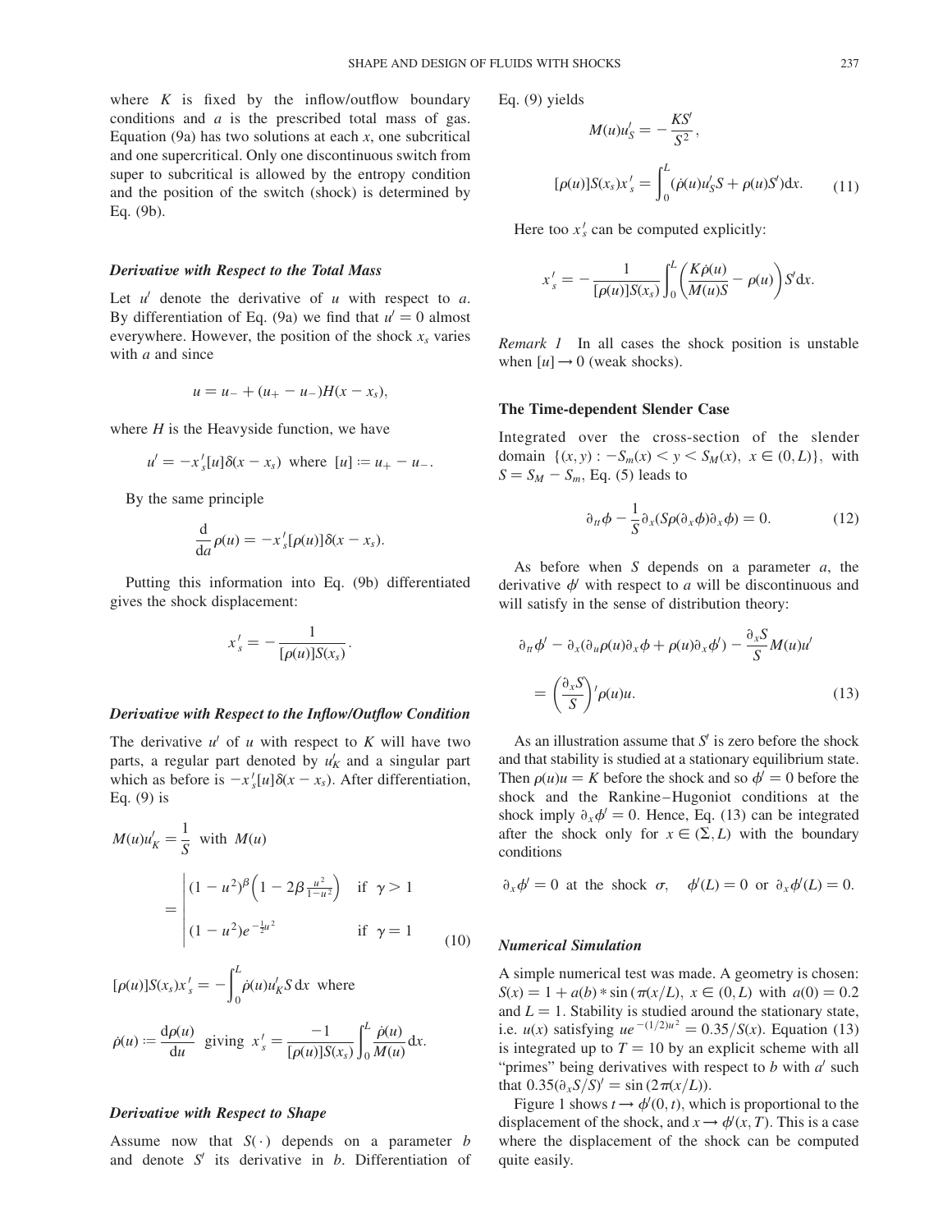where $K$ is fixed by the inflow/outflow boundary conditions and $a$ is the prescribed total mass of gas. Equation (9a) has two solutions at each $x$, one subcritical and one supercritical. Only one discontinuous switch from super to subcritical is allowed by the entropy condition and the position of the switch (shock) is determined by Eq. (9b).

### *Derivative with Respect to the Total Mass*

Let $u'$ denote the derivative of $u$ with respect to $a$. By differentiation of Eq. (9a) we find that $u' = 0$ almost everywhere. However, the position of the shock $x_s$ varies with $a$ and since

$$u = u_- + (u_+ - u_-)H(x - x_s),$$

where $H$ is the Heavyside function, we have

$$u' = -x_s'[u]\delta(x - x_s) \text{ where } [u] := u_+ - u_-.$$

By the same principle

$$\frac{\mathrm{d}}{\mathrm{d}a}\rho(u) = -x_s'[\rho(u)]\delta(x - x_s).$$

Putting this information into Eq. (9b) differentiated gives the shock displacement:

$$x_s' = -\frac{1}{[\rho(u)]S(x_s)}.$$

### *Derivative with Respect to the Inflow/Outflow Condition*

The derivative $u'$ of $u$ with respect to $K$ will have two parts, a regular part denoted by $u_K'$ and a singular part which as before is $-x_s'[u]\delta(x - x_s)$. After differentiation, Eq. (9) is

$$M(u)u_K' = \frac{1}{S} \text{ with } M(u) = \begin{cases} (1-u^2)^{\beta}\left(1 - 2\beta\frac{u^2}{1-u^2}\right) & \text{if } \gamma > 1 \\ (1-u^2)e^{-\frac{1}{2}u^2} & \text{if } \gamma = 1 \end{cases} \tag{10}$$

$$[\rho(u)]S(x_s)x_s' = -\int_0^L \dot{\rho}(u)u_K' S\,\mathrm{d}x \text{ where}$$

$$\dot{\rho}(u) := \frac{\mathrm{d}\rho(u)}{\mathrm{d}u} \text{ giving } x_s' = \frac{-1}{[\rho(u)]S(x_s)}\int_0^L \frac{\dot{\rho}(u)}{M(u)}\mathrm{d}x.$$

### *Derivative with Respect to Shape*

Assume now that $S(\cdot)$ depends on a parameter $b$ and denote $S'$ its derivative in $b$. Differentiation of Eq. (9) yields

$$M(u)u_S' = -\frac{KS'}{S^2},$$

$$[\rho(u)]S(x_s)x_s' = \int_0^L (\dot{\rho}(u)u_S' S + \rho(u)S')\mathrm{d}x. \tag{11}$$

Here too $x_s'$ can be computed explicitly:

$$x_s' = -\frac{1}{[\rho(u)]S(x_s)}\int_0^L \left(\frac{K\dot{\rho}(u)}{M(u)S} - \rho(u)\right)S'\mathrm{d}x.$$

*Remark 1* In all cases the shock position is unstable when $[u] \to 0$ (weak shocks).

## The Time-dependent Slender Case

Integrated over the cross-section of the slender domain $\{(x,y) : -S_m(x) < y < S_M(x),\ x \in (0,L)\}$, with $S = S_M - S_m$, Eq. (5) leads to

$$\partial_{tt}\phi - \frac{1}{S}\partial_x(S\rho(\partial_x\phi)\partial_x\phi) = 0. \tag{12}$$

As before when $S$ depends on a parameter $a$, the derivative $\phi'$ with respect to $a$ will be discontinuous and will satisfy in the sense of distribution theory:

$$\partial_{tt}\phi' - \partial_x(\partial_u\rho(u)\partial_x\phi + \rho(u)\partial_x\phi') - \frac{\partial_x S}{S}M(u)u' = \left(\frac{\partial_x S}{S}\right)'\rho(u)u. \tag{13}$$

As an illustration assume that $S'$ is zero before the shock and that stability is studied at a stationary equilibrium state. Then $\rho(u)u = K$ before the shock and so $\phi' = 0$ before the shock and the Rankine–Hugoniot conditions at the shock imply $\partial_x\phi' = 0$. Hence, Eq. (13) can be integrated after the shock only for $x \in (\Sigma, L)$ with the boundary conditions

$$\partial_x\phi' = 0 \text{ at the shock } \sigma, \quad \phi'(L) = 0 \text{ or } \partial_x\phi'(L) = 0.$$

### *Numerical Simulation*

A simple numerical test was made. A geometry is chosen: $S(x) = 1 + a(b) * \sin(\pi(x/L),\ x \in (0,L)$ with $a(0) = 0.2$ and $L = 1$. Stability is studied around the stationary state, i.e. $u(x)$ satisfying $ue^{-(1/2)u^2} = 0.35/S(x)$. Equation (13) is integrated up to $T = 10$ by an explicit scheme with all "primes" being derivatives with respect to $b$ with $a'$ such that $0.35(\partial_x S/S)' = \sin(2\pi(x/L))$.

Figure 1 shows $t \to \phi'(0,t)$, which is proportional to the displacement of the shock, and $x \to \phi'(x,T)$. This is a case where the displacement of the shock can be computed quite easily.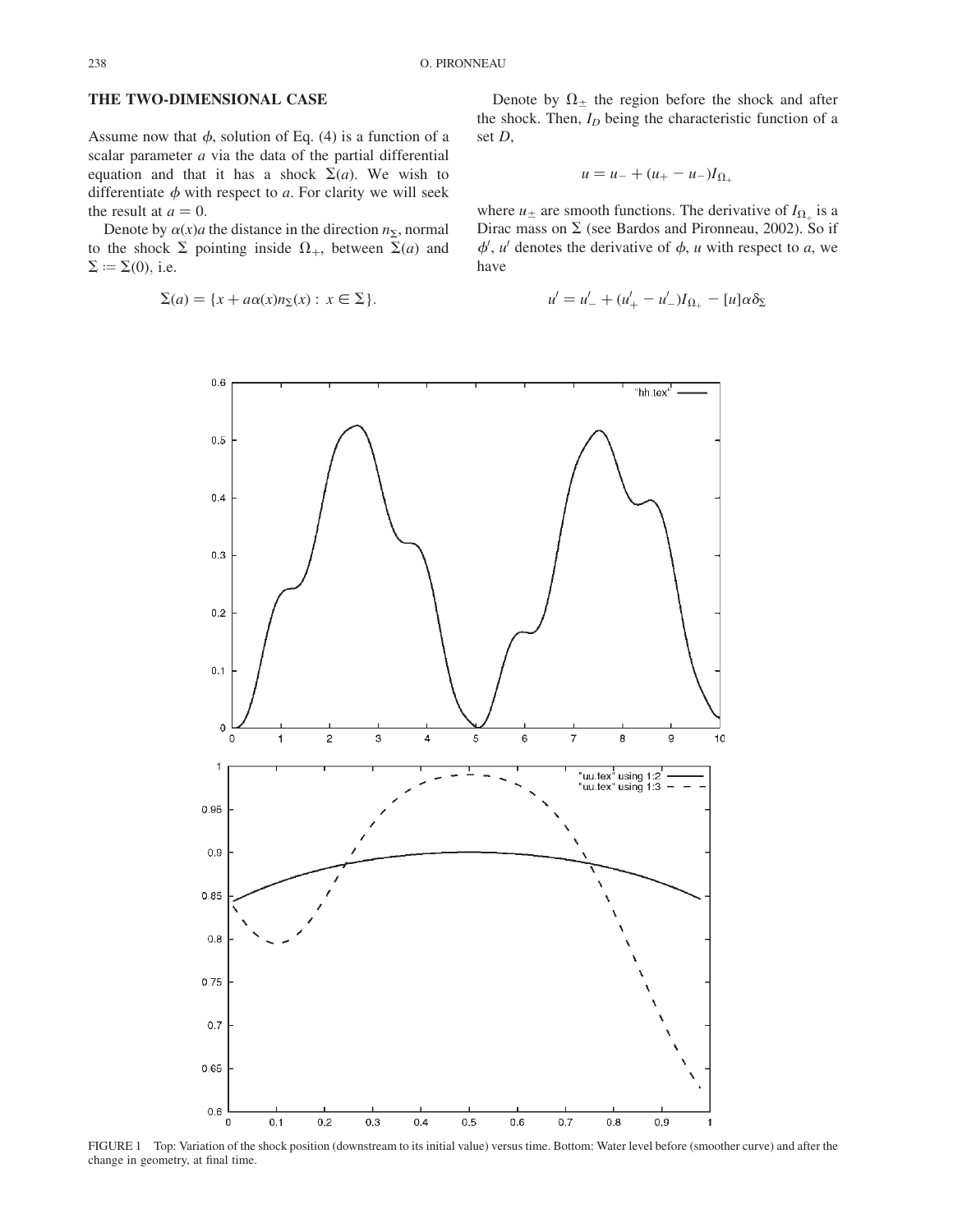## THE TWO-DIMENSIONAL CASE

Assume now that $\phi$, solution of Eq. (4) is a function of a scalar parameter $a$ via the data of the partial differential equation and that it has a shock $\Sigma(a)$. We wish to differentiate $\phi$ with respect to $a$. For clarity we will seek the result at $a = 0$.

Denote by $\alpha(x)a$ the distance in the direction $n_\Sigma$, normal to the shock $\Sigma$ pointing inside $\Omega_+$, between $\Sigma(a)$ and $\Sigma := \Sigma(0)$, i.e.

$$\Sigma(a) = \{x + a\alpha(x)n_\Sigma(x) : x \in \Sigma\}.$$

Denote by $\Omega_\pm$ the region before the shock and after the shock. Then, $I_D$ being the characteristic function of a set $D$,

$$u = u_- + (u_+ - u_-)I_{\Omega_+}$$

where $u_\pm$ are smooth functions. The derivative of $I_{\Omega_+}$ is a Dirac mass on $\Sigma$ (see Bardos and Pironneau, 2002). So if $\phi'$, $u'$ denotes the derivative of $\phi$, $u$ with respect to $a$, we have

$$u' = u'_- + (u'_+ - u'_-)I_{\Omega_+} - [u]\alpha\delta_\Sigma$$

FIGURE 1 Top: Variation of the shock position (downstream to its initial value) versus time. Bottom: Water level before (smoother curve) and after the change in geometry, at final time.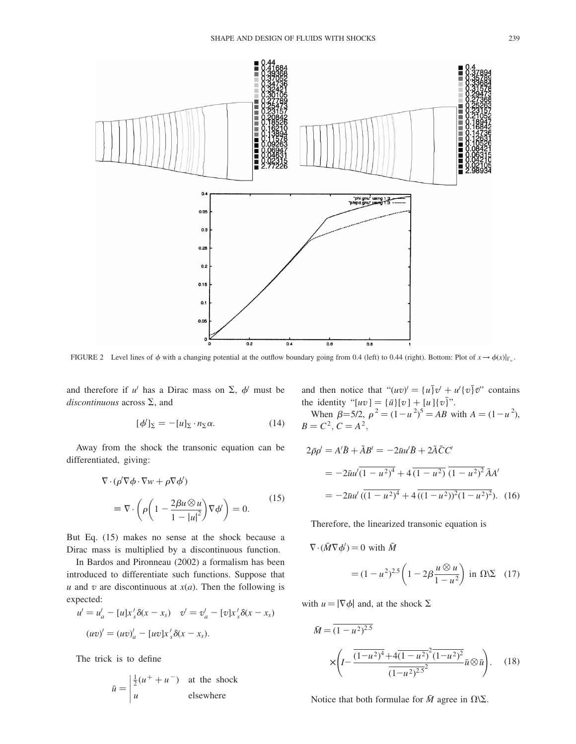FIGURE 2 Level lines of $\phi$ with a changing potential at the outflow boundary going from 0.4 (left) to 0.44 (right). Bottom: Plot of $x \to \phi(x)|_{\Gamma_w}$.

and therefore if $u'$ has a Dirac mass on $\Sigma$, $\phi'$ must be *discontinuous* across $\Sigma$, and

$$[\phi']_\Sigma = -[u]_\Sigma \cdot n_\Sigma \alpha. \tag{14}$$

Away from the shock the transonic equation can be differentiated, giving:

$$\nabla \cdot (\rho' \nabla \phi \cdot \nabla w + \rho \nabla \phi') \equiv \nabla \cdot \left( \rho \left( 1 - \frac{2\beta u \otimes u}{1 - |u|^2} \right) \nabla \phi' \right) = 0. \tag{15}$$

But Eq. (15) makes no sense at the shock because a Dirac mass is multiplied by a discontinuous function.

In Bardos and Pironneau (2002) a formalism has been introduced to differentiate such functions. Suppose that $u$ and $v$ are discontinuous at $x(a)$. Then the following is expected:

$$u' = u'_a - [u]x'_s \delta(x - x_s) \quad v' = v'_a - [v]x'_s \delta(x - x_s)$$

$$(uv)' = (uv)'_a - [uv]x'_s \delta(x - x_s).$$

The trick is to define

$$\bar{u} = \begin{cases} \frac{1}{2}(u^+ + u^-) & \text{at the shock} \\ u & \text{elsewhere} \end{cases}$$

and then notice that "$(uv)' = \{u\bar{\}}v' + u'\{v\bar{\}}\bar{v}$" contains the identity "$[uv] = \{\bar{u}\}[v] + [u]\{v\bar{\}}$".

When $\beta = 5/2$, $\rho^2 = (1 - u^2)^5 = AB$ with $A = (1 - u^2)$, $B = C^2$, $C = A^2$,

$$\begin{aligned} 2\bar{\rho}\rho' &= A'\bar{B} + \bar{A}B' = -2\bar{u}u'\bar{B} + 2\bar{A}\bar{C}C' \\ &= -2\bar{u}u'\overline{(1 - u^2)^4} + 4\,\overline{(1 - u^2)}\;\overline{(1 - u^2)^2}\,\bar{A}A' \\ &= -2\bar{u}u'\left(\overline{(1 - u^2)^4} + 4\,\overline{((1 - u^2))^2(1 - u^2)^2}\right). \end{aligned} \tag{16}$$

Therefore, the linearized transonic equation is

$$\nabla \cdot (\bar{M} \nabla \phi') = 0 \text{ with } \bar{M} = (1 - u^2)^{2.5} \left( 1 - 2\beta \frac{u \otimes u}{1 - u^2} \right) \text{ in } \Omega \backslash \Sigma \tag{17}$$

with $u = |\nabla \phi|$ and, at the shock $\Sigma$

$$\bar{M} = \overline{(1 - u^2)^{2.5}} \times \left( I - \frac{\overline{(1 - u^2)^4} + 4\overline{(1 - u^2)}^2\,\overline{(1 - u^2)^2}}{\overline{(1 - u^2)^{2.5}}^2} \bar{u} \otimes \bar{u} \right). \tag{18}$$

Notice that both formulae for $\bar{M}$ agree in $\Omega \backslash \Sigma$.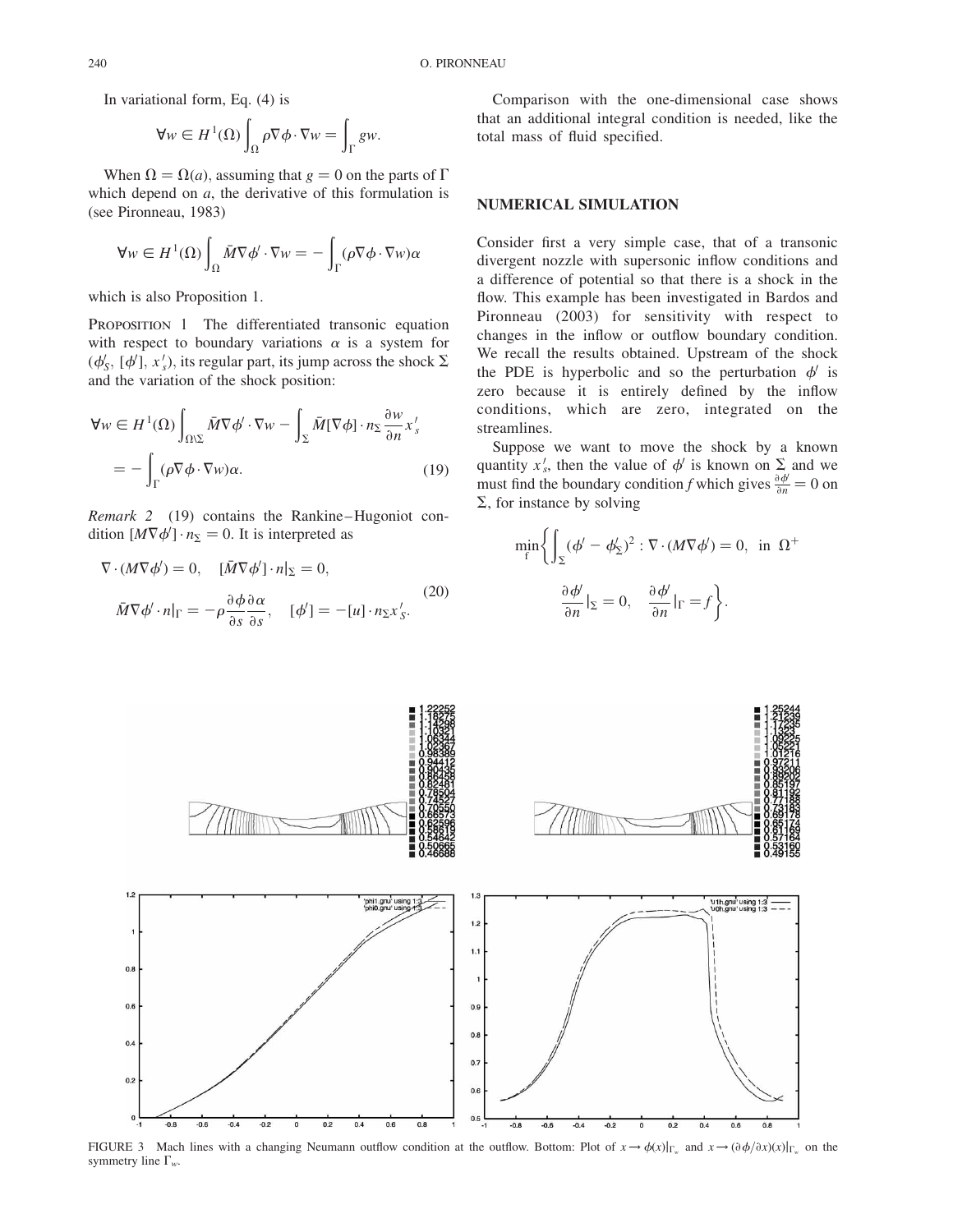In variational form, Eq. (4) is

$$\forall w \in H^1(\Omega) \int_\Omega \rho \nabla\phi \cdot \nabla w = \int_\Gamma g w.$$

When $\Omega = \Omega(a)$, assuming that $g = 0$ on the parts of $\Gamma$ which depend on $a$, the derivative of this formulation is (see Pironneau, 1983)

$$\forall w \in H^1(\Omega) \int_\Omega \bar{M} \nabla\phi' \cdot \nabla w = -\int_\Gamma (\rho \nabla\phi \cdot \nabla w)\alpha$$

which is also Proposition 1.

PROPOSITION 1 The differentiated transonic equation with respect to boundary variations $\alpha$ is a system for $(\phi'_S, [\phi'], x'_s)$, its regular part, its jump across the shock $\Sigma$ and the variation of the shock position:

$$\forall w \in H^1(\Omega) \int_{\Omega\setminus\Sigma} \bar{M} \nabla\phi' \cdot \nabla w - \int_\Sigma \bar{M}[\nabla\phi] \cdot n_\Sigma \frac{\partial w}{\partial n} x'_s = -\int_\Gamma (\rho \nabla\phi \cdot \nabla w)\alpha. \quad (19)$$

*Remark 2* (19) contains the Rankine–Hugoniot condition $[M\nabla\phi'] \cdot n_\Sigma = 0$. It is interpreted as

$$\nabla \cdot (M\nabla\phi') = 0, \quad [\bar{M}\nabla\phi'] \cdot n|_\Sigma = 0,$$
$$\bar{M}\nabla\phi' \cdot n|_\Gamma = -\rho \frac{\partial\phi}{\partial s}\frac{\partial\alpha}{\partial s}, \quad [\phi'] = -[u] \cdot n_\Sigma x'_S. \quad (20)$$

Comparison with the one-dimensional case shows that an additional integral condition is needed, like the total mass of fluid specified.

## NUMERICAL SIMULATION

Consider first a very simple case, that of a transonic divergent nozzle with supersonic inflow conditions and a difference of potential so that there is a shock in the flow. This example has been investigated in Bardos and Pironneau (2003) for sensitivity with respect to changes in the inflow or outflow boundary condition. We recall the results obtained. Upstream of the shock the PDE is hyperbolic and so the perturbation $\phi'$ is zero because it is entirely defined by the inflow conditions, which are zero, integrated on the streamlines.

Suppose we want to move the shock by a known quantity $x'_s$, then the value of $\phi'$ is known on $\Sigma$ and we must find the boundary condition $f$ which gives $\frac{\partial\phi'}{\partial n} = 0$ on $\Sigma$, for instance by solving

$$\min_f \left\{ \int_\Sigma (\phi' - \phi'_\Sigma)^2 : \nabla \cdot (M\nabla\phi') = 0, \text{ in } \Omega^+ \quad \frac{\partial\phi'}{\partial n}|_\Sigma = 0, \quad \frac{\partial\phi'}{\partial n}|_\Gamma = f \right\}.$$

FIGURE 3 Mach lines with a changing Neumann outflow condition at the outflow. Bottom: Plot of $x \to \phi(x)|_{\Gamma_w}$ and $x \to (\partial\phi/\partial x)(x)|_{\Gamma_w}$ on the symmetry line $\Gamma_w$.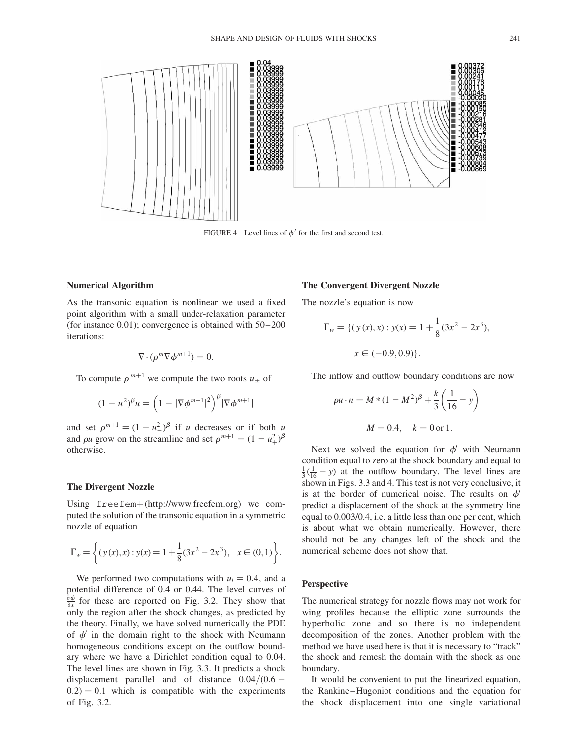FIGURE 4 Level lines of $\phi'$ for the first and second test.

### Numerical Algorithm

As the transonic equation is nonlinear we used a fixed point algorithm with a small under-relaxation parameter (for instance 0.01); convergence is obtained with 50–200 iterations:

$$\nabla \cdot (\rho^m \nabla \phi^{m+1}) = 0.$$

To compute $\rho^{m+1}$ we compute the two roots $u_\pm$ of

$$(1-u^2)^\beta u = \left(1 - |\nabla \phi^{m+1}|^2\right)^\beta |\nabla \phi^{m+1}|$$

and set $\rho^{m+1} = (1-u_-^2)^\beta$ if $u$ decreases or if both $u$ and $\rho u$ grow on the streamline and set $\rho^{m+1} = (1-u_+^2)^\beta$ otherwise.

### The Divergent Nozzle

Using freefem+(http://www.freefem.org) we computed the solution of the transonic equation in a symmetric nozzle of equation

$$\Gamma_w = \left\{ (y(x), x) : y(x) = 1 + \frac{1}{8}(3x^2 - 2x^3), \quad x \in (0,1) \right\}.$$

We performed two computations with $u_i = 0.4$, and a potential difference of 0.4 or 0.44. The level curves of $\frac{\partial \phi}{\partial x}$ for these are reported on Fig. 3.2. They show that only the region after the shock changes, as predicted by the theory. Finally, we have solved numerically the PDE of $\phi'$ in the domain right to the shock with Neumann homogeneous conditions except on the outflow boundary where we have a Dirichlet condition equal to 0.04. The level lines are shown in Fig. 3.3. It predicts a shock displacement parallel and of distance $0.04/(0.6 - 0.2) = 0.1$ which is compatible with the experiments of Fig. 3.2.

### The Convergent Divergent Nozzle

The nozzle's equation is now

$$\Gamma_w = \{ (y(x), x) : y(x) = 1 + \frac{1}{8}(3x^2 - 2x^3),$$
$$x \in (-0.9, 0.9) \}.$$

The inflow and outflow boundary conditions are now

$$\rho u \cdot n = M * (1 - M^2)^\beta + \frac{k}{3}\left(\frac{1}{16} - y\right)$$

$$M = 0.4, \quad k = 0 \,\text{or}\, 1.$$

Next we solved the equation for $\phi'$ with Neumann condition equal to zero at the shock boundary and equal to $\frac{1}{3}(\frac{1}{16} - y)$ at the outflow boundary. The level lines are shown in Figs. 3.3 and 4. This test is not very conclusive, it is at the border of numerical noise. The results on $\phi'$ predict a displacement of the shock at the symmetry line equal to 0.003/0.4, i.e. a little less than one per cent, which is about what we obtain numerically. However, there should not be any changes left of the shock and the numerical scheme does not show that.

### Perspective

The numerical strategy for nozzle flows may not work for wing profiles because the elliptic zone surrounds the hyperbolic zone and so there is no independent decomposition of the zones. Another problem with the method we have used here is that it is necessary to "track" the shock and remesh the domain with the shock as one boundary.

It would be convenient to put the linearized equation, the Rankine–Hugoniot conditions and the equation for the shock displacement into one single variational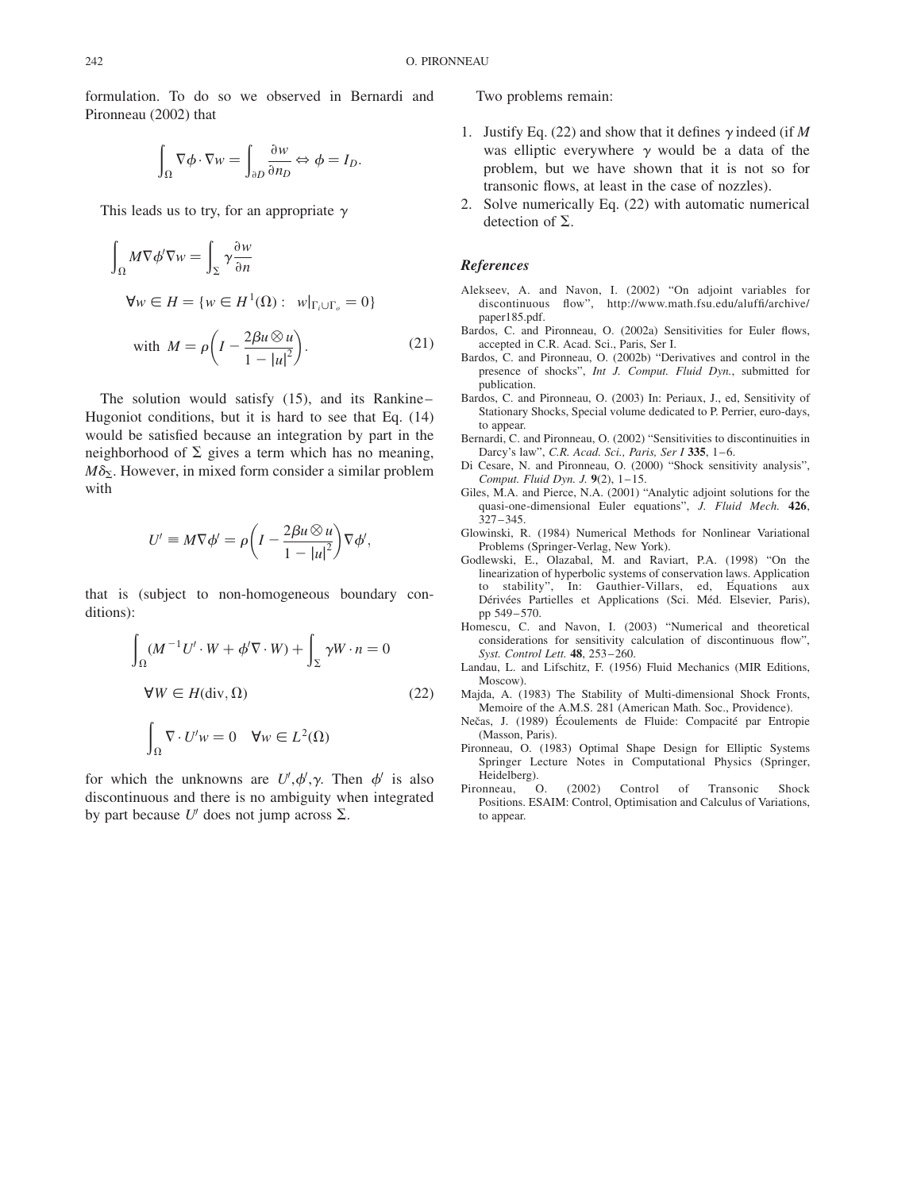formulation. To do so we observed in Bernardi and Pironneau (2002) that

$$\int_\Omega \nabla\phi \cdot \nabla w = \int_{\partial D} \frac{\partial w}{\partial n_D} \Leftrightarrow \phi = I_D.$$

This leads us to try, for an appropriate $\gamma$

$$\int_\Omega M\nabla\phi'\nabla w = \int_\Sigma \gamma \frac{\partial w}{\partial n}$$

$$\forall w \in H = \{w \in H^1(\Omega) : \ w|_{\Gamma_i\cup\Gamma_o} = 0\}$$

$$\text{with } M = \rho\left(I - \frac{2\beta u\otimes u}{1-|u|^2}\right). \tag{21}$$

The solution would satisfy (15), and its Rankine–Hugoniot conditions, but it is hard to see that Eq. (14) would be satisfied because an integration by part in the neighborhood of $\Sigma$ gives a term which has no meaning, $M\delta_\Sigma$. However, in mixed form consider a similar problem with

$$U' \equiv M\nabla\phi' = \rho\left(I - \frac{2\beta u\otimes u}{1-|u|^2}\right)\nabla\phi',$$

that is (subject to non-homogeneous boundary conditions):

$$\int_\Omega (M^{-1}U' \cdot W + \phi'\nabla \cdot W) + \int_\Sigma \gamma W \cdot n = 0$$

$$\forall W \in H(\text{div}, \Omega) \tag{22}$$

$$\int_\Omega \nabla \cdot U' w = 0 \quad \forall w \in L^2(\Omega)$$

for which the unknowns are $U', \phi', \gamma$. Then $\phi'$ is also discontinuous and there is no ambiguity when integrated by part because $U'$ does not jump across $\Sigma$.

Two problems remain:

1. Justify Eq. (22) and show that it defines $\gamma$ indeed (if $M$ was elliptic everywhere $\gamma$ would be a data of the problem, but we have shown that it is not so for transonic flows, at least in the case of nozzles).
2. Solve numerically Eq. (22) with automatic numerical detection of $\Sigma$.

### References

Alekseev, A. and Navon, I. (2002) "On adjoint variables for discontinuous flow", http://www.math.fsu.edu/aluffi/archive/paper185.pdf.

Bardos, C. and Pironneau, O. (2002a) Sensitivities for Euler flows, accepted in C.R. Acad. Sci., Paris, Ser I.

Bardos, C. and Pironneau, O. (2002b) "Derivatives and control in the presence of shocks", *Int J. Comput. Fluid Dyn.*, submitted for publication.

Bardos, C. and Pironneau, O. (2003) In: Periaux, J., ed, Sensitivity of Stationary Shocks, Special volume dedicated to P. Perrier, euro-days, to appear.

Bernardi, C. and Pironneau, O. (2002) "Sensitivities to discontinuities in Darcy's law", *C.R. Acad. Sci., Paris, Ser I* **335**, 1–6.

Di Cesare, N. and Pironneau, O. (2000) "Shock sensitivity analysis", *Comput. Fluid Dyn. J.* **9**(2), 1–15.

Giles, M.A. and Pierce, N.A. (2001) "Analytic adjoint solutions for the quasi-one-dimensional Euler equations", *J. Fluid Mech.* **426**, 327–345.

Glowinski, R. (1984) Numerical Methods for Nonlinear Variational Problems (Springer-Verlag, New York).

Godlewski, E., Olazabal, M. and Raviart, P.A. (1998) "On the linearization of hyperbolic systems of conservation laws. Application to stability", In: Gauthier-Villars, ed, Équations aux Dérivées Partielles et Applications (Sci. Méd. Elsevier, Paris), pp 549–570.

Homescu, C. and Navon, I. (2003) "Numerical and theoretical considerations for sensitivity calculation of discontinuous flow", *Syst. Control Lett.* **48**, 253–260.

Landau, L. and Lifschitz, F. (1956) Fluid Mechanics (MIR Editions, Moscow).

Majda, A. (1983) The Stability of Multi-dimensional Shock Fronts, Memoire of the A.M.S. 281 (American Math. Soc., Providence).

Nečas, J. (1989) Écoulements de Fluide: Compacité par Entropie (Masson, Paris).

Pironneau, O. (1983) Optimal Shape Design for Elliptic Systems Springer Lecture Notes in Computational Physics (Springer, Heidelberg).

Pironneau, O. (2002) Control of Transonic Shock Positions. ESAIM: Control, Optimisation and Calculus of Variations, to appear.